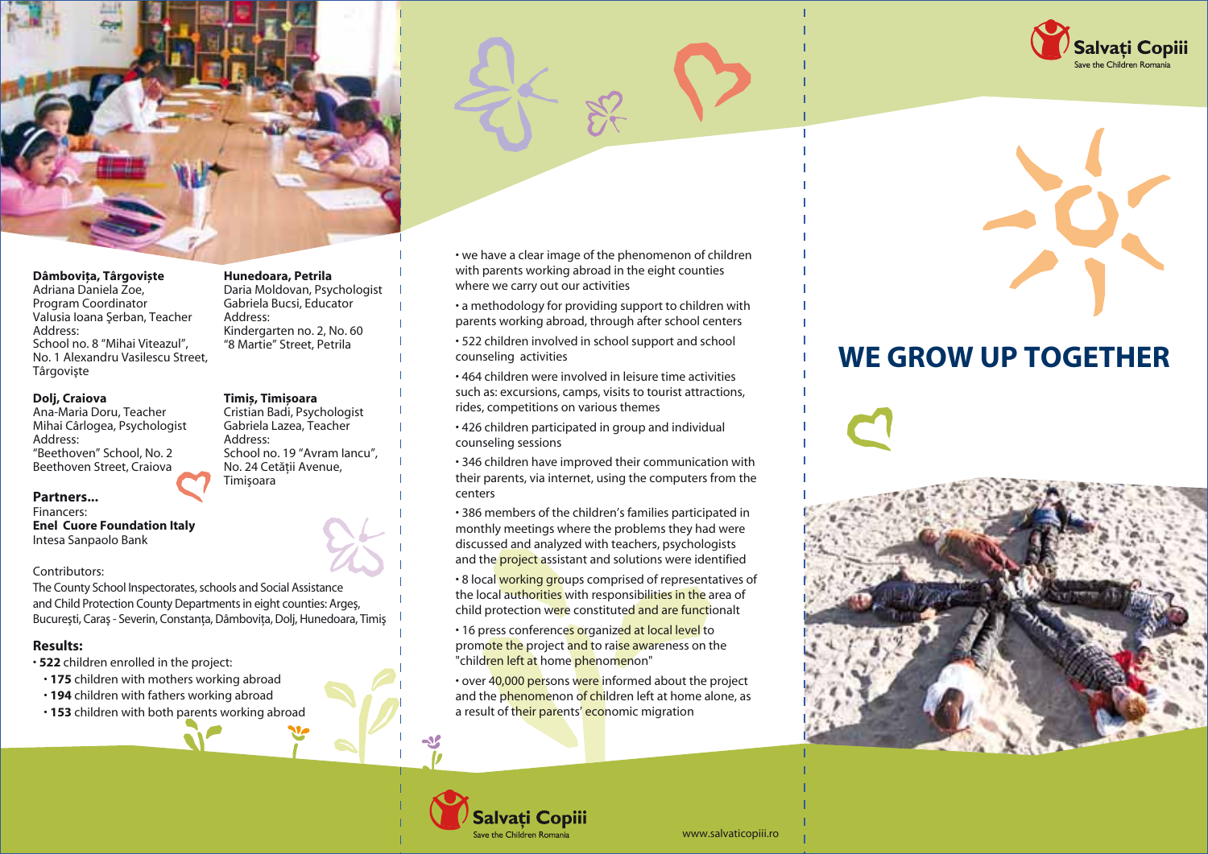**Dâmbovița, Târgoviște**
Adriana Daniela Zoe, Program Coordinator
Valusia Ioana Șerban, Teacher
Address:
School no. 8 "Mihai Viteazul", No. 1 Alexandru Vasilescu Street, Târgoviște

**Hunedoara, Petrila**
Daria Moldovan, Psychologist
Gabriela Bucsi, Educator
Address:
Kindergarten no. 2, No. 60 "8 Martie" Street, Petrila

**Dolj, Craiova**
Ana-Maria Doru, Teacher
Mihai Cârlogea, Psychologist
Address:
"Beethoven" School, No. 2 Beethoven Street, Craiova

**Timiș, Timișoara**
Cristian Badi, Psychologist
Gabriela Lazea, Teacher
Address:
School no. 19 "Avram Iancu", No. 24 Cetății Avenue, Timișoara

## Partners...

Financers:
**Enel Cuore Foundation Italy**
Intesa Sanpaolo Bank

Contributors:
The County School Inspectorates, schools and Social Assistance and Child Protection County Departments in eight counties: Argeș, București, Caraș - Severin, Constanța, Dâmbovița, Dolj, Hunedoara, Timiș

## Results:

- **522** children enrolled in the project:
  - **175** children with mothers working abroad
  - **194** children with fathers working abroad
  - **153** children with both parents working abroad
- we have a clear image of the phenomenon of children with parents working abroad in the eight counties where we carry out our activities
- a methodology for providing support to children with parents working abroad, through after school centers
- 522 children involved in school support and school counseling activities
- 464 children were involved in leisure time activities such as: excursions, camps, visits to tourist attractions, rides, competitions on various themes
- 426 children participated in group and individual counseling sessions
- 346 children have improved their communication with their parents, via internet, using the computers from the centers
- 386 members of the children's families participated in monthly meetings where the problems they had were discussed and analyzed with teachers, psychologists and the project assistant and solutions were identified
- 8 local working groups comprised of representatives of the local authorities with responsibilities in the area of child protection were constituted and are functionalt
- 16 press conferences organized at local level to promote the project and to raise awareness on the "children left at home phenomenon"
- over 40,000 persons were informed about the project and the phenomenon of children left at home alone, as a result of their parents' economic migration

Salvați Copiii
Save the Children Romania

www.salvaticopiii.ro

Salvați Copiii
Save the Children Romania

# WE GROW UP TOGETHER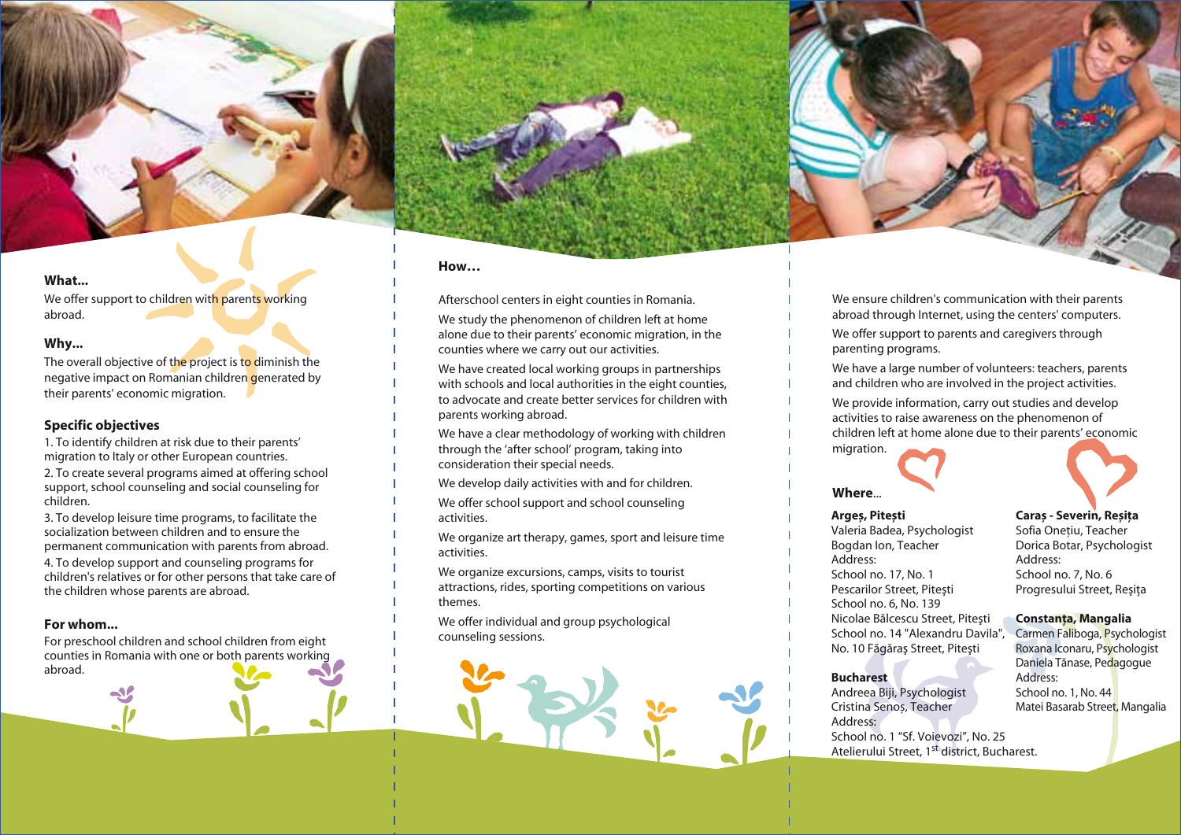### What...

We offer support to children with parents working abroad.

### Why...

The overall objective of the project is to diminish the negative impact on Romanian children generated by their parents' economic migration.

### Specific objectives

1. To identify children at risk due to their parents' migration to Italy or other European countries.
2. To create several programs aimed at offering school support, school counseling and social counseling for children.
3. To develop leisure time programs, to facilitate the socialization between children and to ensure the permanent communication with parents from abroad.
4. To develop support and counseling programs for children's relatives or for other persons that take care of the children whose parents are abroad.

### For whom...

For preschool children and school children from eight counties in Romania with one or both parents working abroad.

### How…

Afterschool centers in eight counties in Romania.

We study the phenomenon of children left at home alone due to their parents' economic migration, in the counties where we carry out our activities.

We have created local working groups in partnerships with schools and local authorities in the eight counties, to advocate and create better services for children with parents working abroad.

We have a clear methodology of working with children through the 'after school' program, taking into consideration their special needs.

We develop daily activities with and for children.

We offer school support and school counseling activities.

We organize art therapy, games, sport and leisure time activities.

We organize excursions, camps, visits to tourist attractions, rides, sporting competitions on various themes.

We offer individual and group psychological counseling sessions.

We ensure children's communication with their parents abroad through Internet, using the centers' computers.

We offer support to parents and caregivers through parenting programs.

We have a large number of volunteers: teachers, parents and children who are involved in the project activities.

We provide information, carry out studies and develop activities to raise awareness on the phenomenon of children left at home alone due to their parents' economic migration.

### Where...

**Argeș, Pitești**
Valeria Badea, Psychologist
Bogdan Ion, Teacher
Address:
School no. 17, No. 1
Pescarilor Street, Pitești
School no. 6, No. 139
Nicolae Bălcescu Street, Pitești
School no. 14 "Alexandru Davila",
No. 10 Făgăraș Street, Pitești

**Bucharest**
Andreea Biji, Psychologist
Cristina Senoș, Teacher
Address:
School no. 1 "Sf. Voievozi", No. 25
Atelierului Street, 1st district, Bucharest.

**Caraș - Severin, Reșița**
Sofia Onețiu, Teacher
Dorica Botar, Psychologist
Address:
School no. 7, No. 6
Progresului Street, Reșița

**Constanța, Mangalia**
Carmen Faliboga, Psychologist
Roxana Iconaru, Psychologist
Daniela Tănase, Pedagogue
Address:
School no. 1, No. 44
Matei Basarab Street, Mangalia